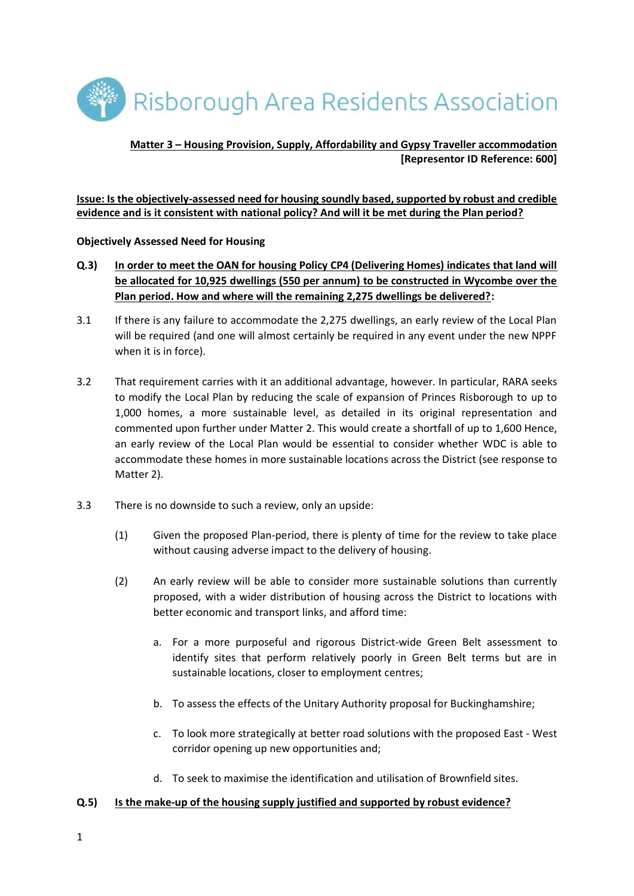# Risborough Area Residents Association

**Matter 3 – Housing Provision, Supply, Affordability and Gypsy Traveller accommodation**
**[Representor ID Reference: 600]**

**Issue: Is the objectively-assessed need for housing soundly based, supported by robust and credible evidence and is it consistent with national policy? And will it be met during the Plan period?**

**Objectively Assessed Need for Housing**

**Q.3) In order to meet the OAN for housing Policy CP4 (Delivering Homes) indicates that land will be allocated for 10,925 dwellings (550 per annum) to be constructed in Wycombe over the Plan period. How and where will the remaining 2,275 dwellings be delivered?:**

3.1 If there is any failure to accommodate the 2,275 dwellings, an early review of the Local Plan will be required (and one will almost certainly be required in any event under the new NPPF when it is in force).

3.2 That requirement carries with it an additional advantage, however. In particular, RARA seeks to modify the Local Plan by reducing the scale of expansion of Princes Risborough to up to 1,000 homes, a more sustainable level, as detailed in its original representation and commented upon further under Matter 2. This would create a shortfall of up to 1,600 Hence, an early review of the Local Plan would be essential to consider whether WDC is able to accommodate these homes in more sustainable locations across the District (see response to Matter 2).

3.3 There is no downside to such a review, only an upside:

(1) Given the proposed Plan-period, there is plenty of time for the review to take place without causing adverse impact to the delivery of housing.

(2) An early review will be able to consider more sustainable solutions than currently proposed, with a wider distribution of housing across the District to locations with better economic and transport links, and afford time:

a. For a more purposeful and rigorous District-wide Green Belt assessment to identify sites that perform relatively poorly in Green Belt terms but are in sustainable locations, closer to employment centres;

b. To assess the effects of the Unitary Authority proposal for Buckinghamshire;

c. To look more strategically at better road solutions with the proposed East - West corridor opening up new opportunities and;

d. To seek to maximise the identification and utilisation of Brownfield sites.

**Q.5) Is the make-up of the housing supply justified and supported by robust evidence?**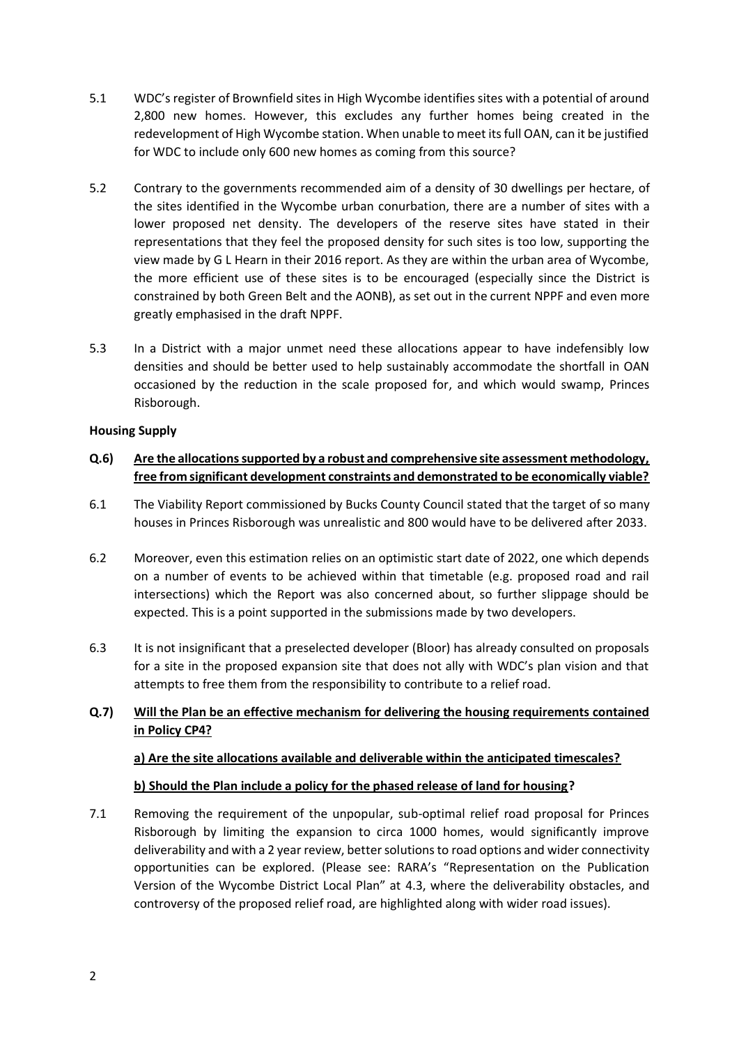5.1 WDC's register of Brownfield sites in High Wycombe identifies sites with a potential of around 2,800 new homes. However, this excludes any further homes being created in the redevelopment of High Wycombe station. When unable to meet its full OAN, can it be justified for WDC to include only 600 new homes as coming from this source?

5.2 Contrary to the governments recommended aim of a density of 30 dwellings per hectare, of the sites identified in the Wycombe urban conurbation, there are a number of sites with a lower proposed net density. The developers of the reserve sites have stated in their representations that they feel the proposed density for such sites is too low, supporting the view made by G L Hearn in their 2016 report. As they are within the urban area of Wycombe, the more efficient use of these sites is to be encouraged (especially since the District is constrained by both Green Belt and the AONB), as set out in the current NPPF and even more greatly emphasised in the draft NPPF.

5.3 In a District with a major unmet need these allocations appear to have indefensibly low densities and should be better used to help sustainably accommodate the shortfall in OAN occasioned by the reduction in the scale proposed for, and which would swamp, Princes Risborough.

**Housing Supply**

**Q.6) Are the allocations supported by a robust and comprehensive site assessment methodology, free from significant development constraints and demonstrated to be economically viable?**

6.1 The Viability Report commissioned by Bucks County Council stated that the target of so many houses in Princes Risborough was unrealistic and 800 would have to be delivered after 2033.

6.2 Moreover, even this estimation relies on an optimistic start date of 2022, one which depends on a number of events to be achieved within that timetable (e.g. proposed road and rail intersections) which the Report was also concerned about, so further slippage should be expected. This is a point supported in the submissions made by two developers.

6.3 It is not insignificant that a preselected developer (Bloor) has already consulted on proposals for a site in the proposed expansion site that does not ally with WDC's plan vision and that attempts to free them from the responsibility to contribute to a relief road.

**Q.7) Will the Plan be an effective mechanism for delivering the housing requirements contained in Policy CP4?**

**a) Are the site allocations available and deliverable within the anticipated timescales?**

**b) Should the Plan include a policy for the phased release of land for housing?**

7.1 Removing the requirement of the unpopular, sub-optimal relief road proposal for Princes Risborough by limiting the expansion to circa 1000 homes, would significantly improve deliverability and with a 2 year review, better solutions to road options and wider connectivity opportunities can be explored. (Please see: RARA's "Representation on the Publication Version of the Wycombe District Local Plan" at 4.3, where the deliverability obstacles, and controversy of the proposed relief road, are highlighted along with wider road issues).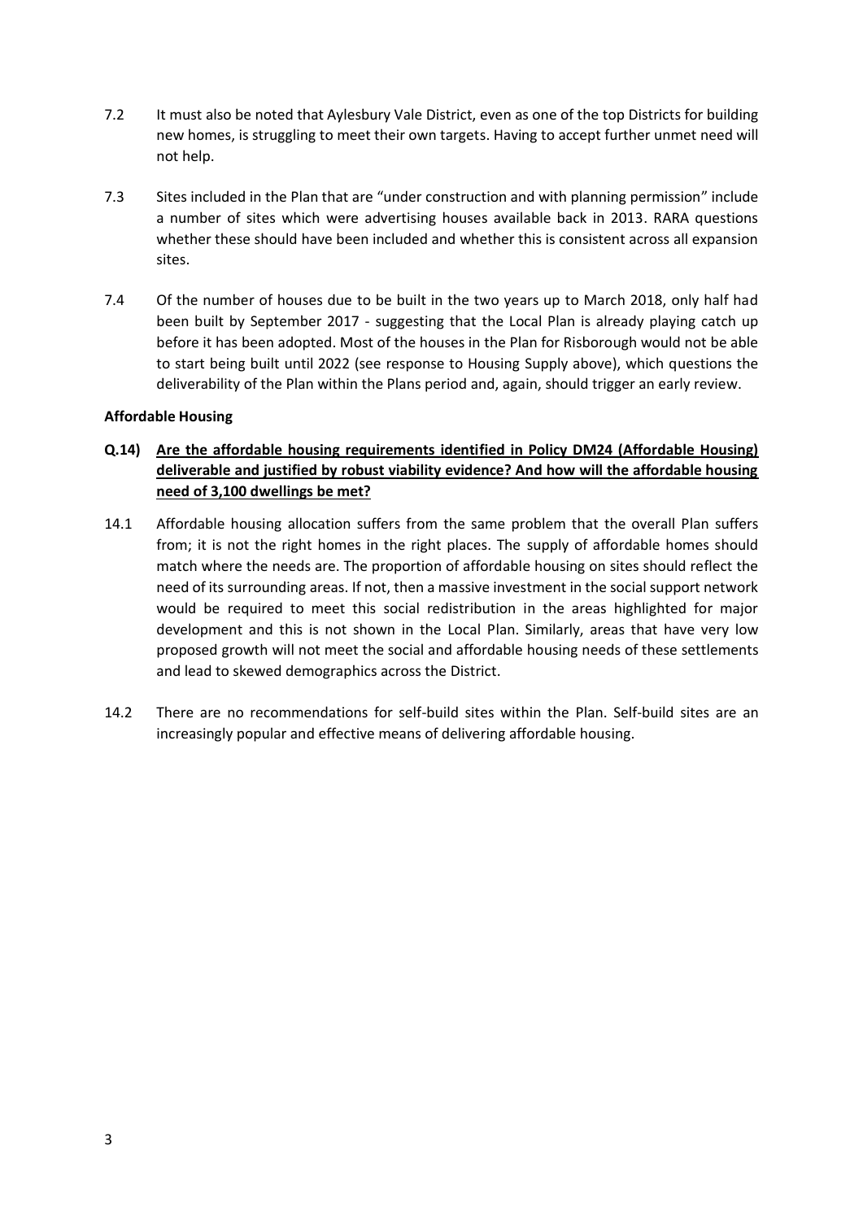7.2 It must also be noted that Aylesbury Vale District, even as one of the top Districts for building new homes, is struggling to meet their own targets. Having to accept further unmet need will not help.

7.3 Sites included in the Plan that are "under construction and with planning permission" include a number of sites which were advertising houses available back in 2013. RARA questions whether these should have been included and whether this is consistent across all expansion sites.

7.4 Of the number of houses due to be built in the two years up to March 2018, only half had been built by September 2017 - suggesting that the Local Plan is already playing catch up before it has been adopted. Most of the houses in the Plan for Risborough would not be able to start being built until 2022 (see response to Housing Supply above), which questions the deliverability of the Plan within the Plans period and, again, should trigger an early review.

**Affordable Housing**

**Q.14) <u>Are the affordable housing requirements identified in Policy DM24 (Affordable Housing) deliverable and justified by robust viability evidence? And how will the affordable housing need of 3,100 dwellings be met?</u>**

14.1 Affordable housing allocation suffers from the same problem that the overall Plan suffers from; it is not the right homes in the right places. The supply of affordable homes should match where the needs are. The proportion of affordable housing on sites should reflect the need of its surrounding areas. If not, then a massive investment in the social support network would be required to meet this social redistribution in the areas highlighted for major development and this is not shown in the Local Plan. Similarly, areas that have very low proposed growth will not meet the social and affordable housing needs of these settlements and lead to skewed demographics across the District.

14.2 There are no recommendations for self-build sites within the Plan. Self-build sites are an increasingly popular and effective means of delivering affordable housing.